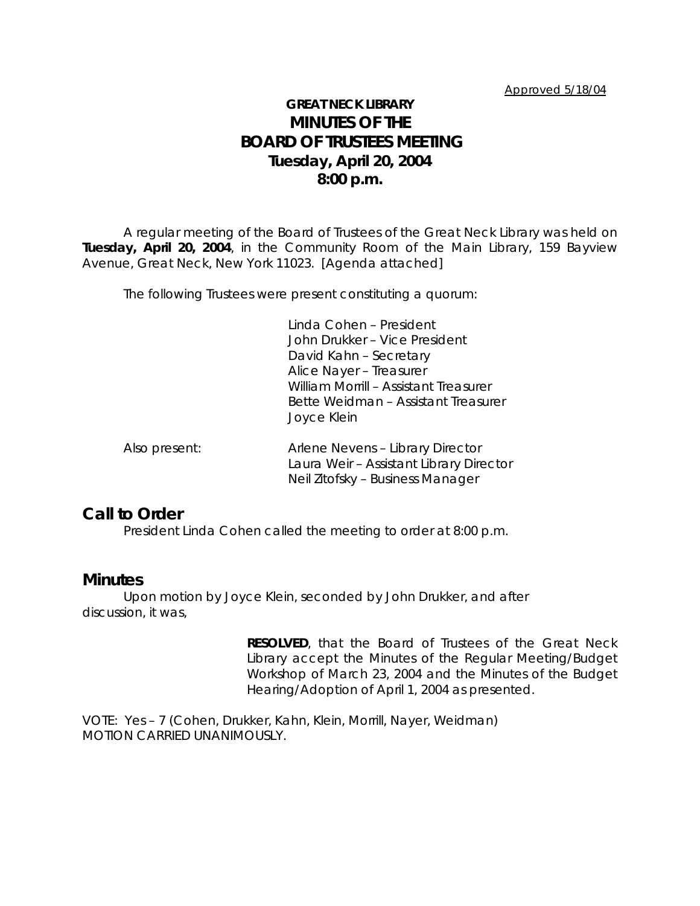Approved 5/18/04

# GREAT NECK LIBRARY
# MINUTES OF THE BOARD OF TRUSTEES MEETING
**Tuesday, April 20, 2004**
**8:00 p.m.**

A regular meeting of the Board of Trustees of the Great Neck Library was held on **Tuesday, April 20, 2004**, in the Community Room of the Main Library, 159 Bayview Avenue, Great Neck, New York 11023. [Agenda attached]

The following Trustees were present constituting a quorum:

Linda Cohen – President
John Drukker – Vice President
David Kahn – Secretary
Alice Nayer – Treasurer
William Morrill – Assistant Treasurer
Bette Weidman – Assistant Treasurer
Joyce Klein

Also present:

Arlene Nevens – Library Director
Laura Weir – Assistant Library Director
Neil Zitofsky – Business Manager

## Call to Order

President Linda Cohen called the meeting to order at 8:00 p.m.

## Minutes

Upon motion by Joyce Klein, seconded by John Drukker, and after discussion, it was,

> **RESOLVED**, that the Board of Trustees of the Great Neck Library accept the Minutes of the Regular Meeting/Budget Workshop of March 23, 2004 and the Minutes of the Budget Hearing/Adoption of April 1, 2004 as presented.

VOTE: Yes – 7 (Cohen, Drukker, Kahn, Klein, Morrill, Nayer, Weidman)
MOTION CARRIED UNANIMOUSLY.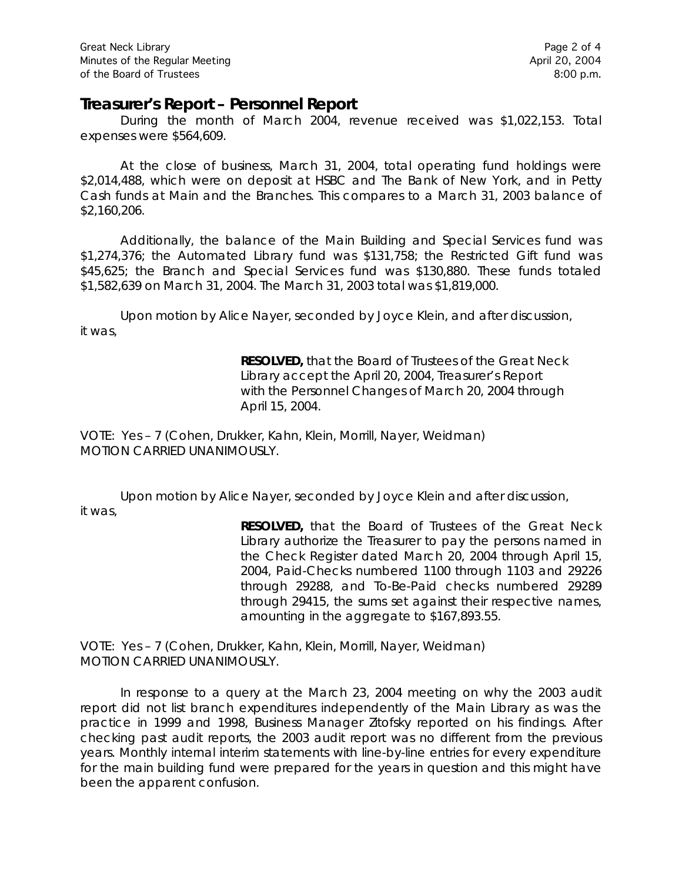## Treasurer's Report – Personnel Report

During the month of March 2004, revenue received was $1,022,153. Total expenses were $564,609.

At the close of business, March 31, 2004, total operating fund holdings were $2,014,488, which were on deposit at HSBC and The Bank of New York, and in Petty Cash funds at Main and the Branches. This compares to a March 31, 2003 balance of $2,160,206.

Additionally, the balance of the Main Building and Special Services fund was $1,274,376; the Automated Library fund was $131,758; the Restricted Gift fund was $45,625; the Branch and Special Services fund was $130,880. These funds totaled $1,582,639 on March 31, 2004. The March 31, 2003 total was $1,819,000.

Upon motion by Alice Nayer, seconded by Joyce Klein, and after discussion, it was,

> **RESOLVED,** that the Board of Trustees of the Great Neck Library accept the April 20, 2004, Treasurer's Report with the Personnel Changes of March 20, 2004 through April 15, 2004.

VOTE: Yes – 7 (Cohen, Drukker, Kahn, Klein, Morrill, Nayer, Weidman)
MOTION CARRIED UNANIMOUSLY.

Upon motion by Alice Nayer, seconded by Joyce Klein and after discussion, it was,

> **RESOLVED,** that the Board of Trustees of the Great Neck Library authorize the Treasurer to pay the persons named in the Check Register dated March 20, 2004 through April 15, 2004, Paid-Checks numbered 1100 through 1103 and 29226 through 29288, and To-Be-Paid checks numbered 29289 through 29415, the sums set against their respective names, amounting in the aggregate to $167,893.55.

VOTE: Yes – 7 (Cohen, Drukker, Kahn, Klein, Morrill, Nayer, Weidman)
MOTION CARRIED UNANIMOUSLY.

In response to a query at the March 23, 2004 meeting on why the 2003 audit report did not list branch expenditures independently of the Main Library as was the practice in 1999 and 1998, Business Manager Zitofsky reported on his findings. After checking past audit reports, the 2003 audit report was no different from the previous years. Monthly internal interim statements with line-by-line entries for every expenditure for the main building fund were prepared for the years in question and this might have been the apparent confusion.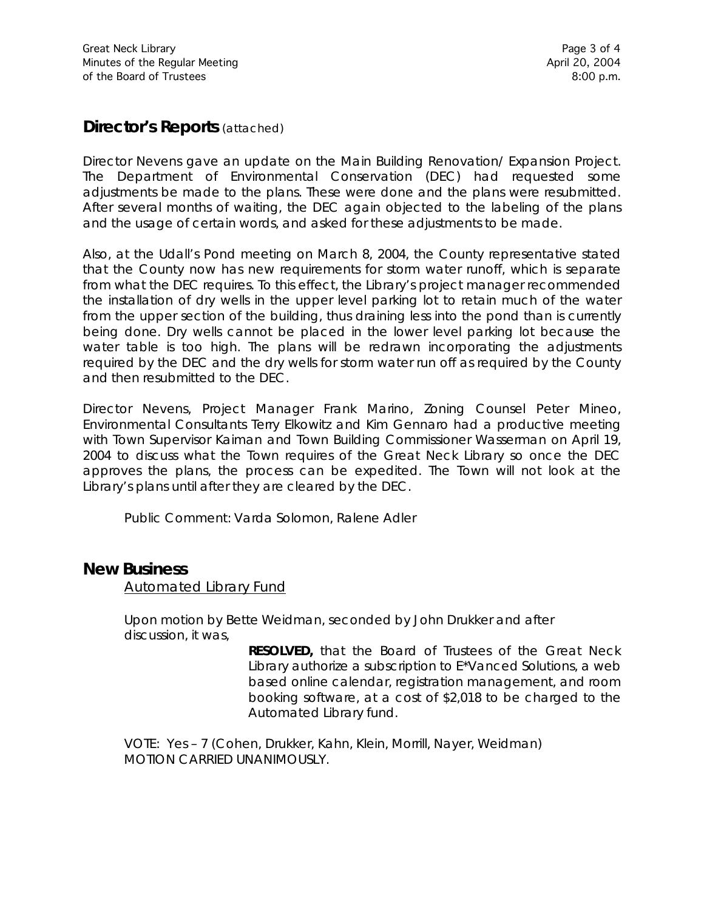## Director's Reports *(attached)*

Director Nevens gave an update on the Main Building Renovation/ Expansion Project. The Department of Environmental Conservation (DEC) had requested some adjustments be made to the plans. These were done and the plans were resubmitted. After several months of waiting, the DEC again objected to the labeling of the plans and the usage of certain words, and asked for these adjustments to be made.

Also, at the Udall's Pond meeting on March 8, 2004, the County representative stated that the County now has new requirements for storm water runoff, which is separate from what the DEC requires. To this effect, the Library's project manager recommended the installation of dry wells in the upper level parking lot to retain much of the water from the upper section of the building, thus draining less into the pond than is currently being done. Dry wells cannot be placed in the lower level parking lot because the water table is too high. The plans will be redrawn incorporating the adjustments required by the DEC and the dry wells for storm water run off as required by the County and then resubmitted to the DEC.

Director Nevens, Project Manager Frank Marino, Zoning Counsel Peter Mineo, Environmental Consultants Terry Elkowitz and Kim Gennaro had a productive meeting with Town Supervisor Kaiman and Town Building Commissioner Wasserman on April 19, 2004 to discuss what the Town requires of the Great Neck Library so once the DEC approves the plans, the process can be expedited. The Town will not look at the Library's plans until after they are cleared by the DEC.

Public Comment: Varda Solomon, Ralene Adler

## New Business

Automated Library Fund

Upon motion by Bette Weidman, seconded by John Drukker and after discussion, it was,

> **RESOLVED,** that the Board of Trustees of the Great Neck Library authorize a subscription to E*Vanced Solutions, a web based online calendar, registration management, and room booking software, at a cost of $2,018 to be charged to the Automated Library fund.

VOTE: Yes – 7 (Cohen, Drukker, Kahn, Klein, Morrill, Nayer, Weidman)
MOTION CARRIED UNANIMOUSLY.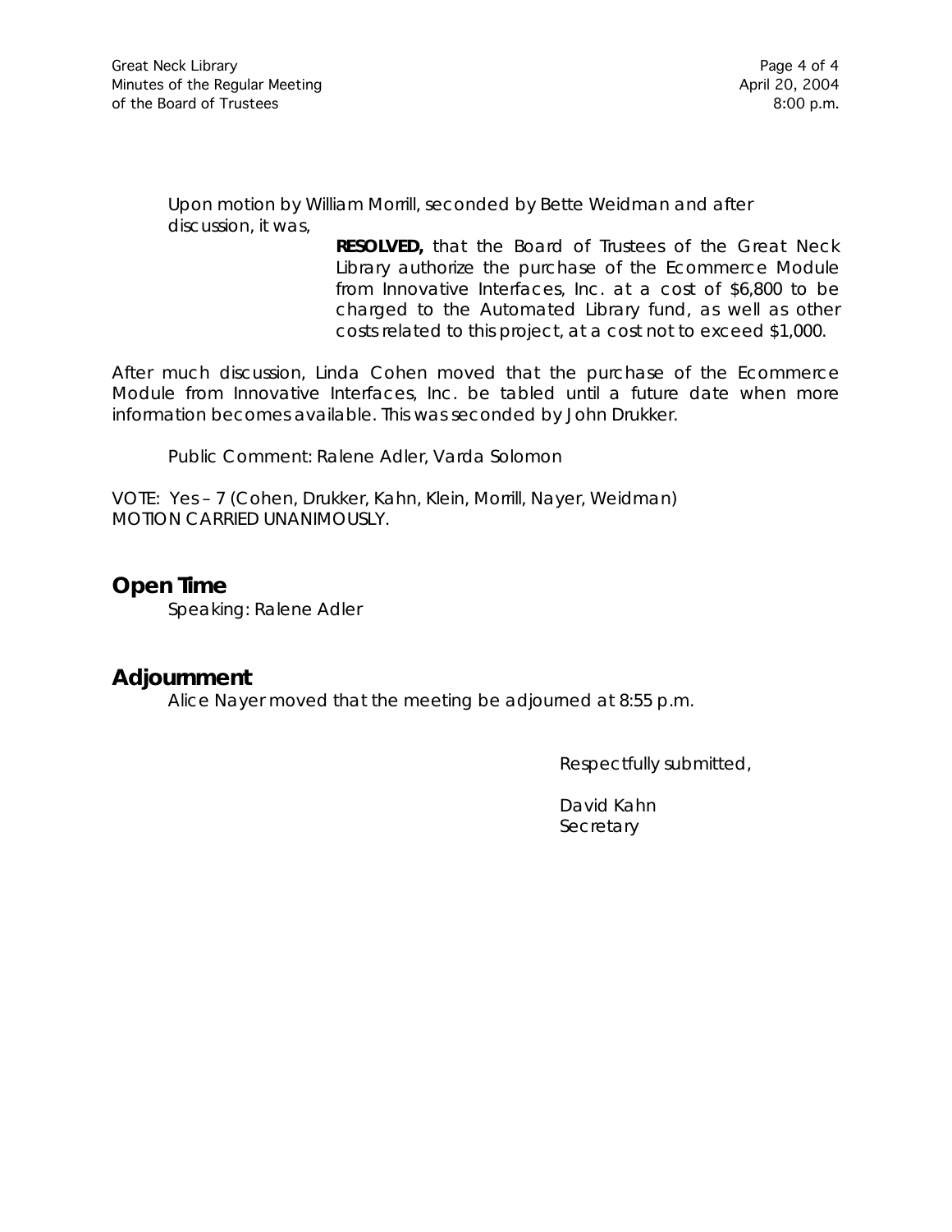Upon motion by William Morrill, seconded by Bette Weidman and after discussion, it was,

> **RESOLVED,** that the Board of Trustees of the Great Neck Library authorize the purchase of the Ecommerce Module from Innovative Interfaces, Inc. at a cost of $6,800 to be charged to the Automated Library fund, as well as other costs related to this project, at a cost not to exceed $1,000.

After much discussion, Linda Cohen moved that the purchase of the Ecommerce Module from Innovative Interfaces, Inc. be tabled until a future date when more information becomes available. This was seconded by John Drukker.

Public Comment: Ralene Adler, Varda Solomon

VOTE: Yes – 7 (Cohen, Drukker, Kahn, Klein, Morrill, Nayer, Weidman)
MOTION CARRIED UNANIMOUSLY.

## Open Time

Speaking: Ralene Adler

## Adjournment

Alice Nayer moved that the meeting be adjourned at 8:55 p.m.

Respectfully submitted,

David Kahn
Secretary